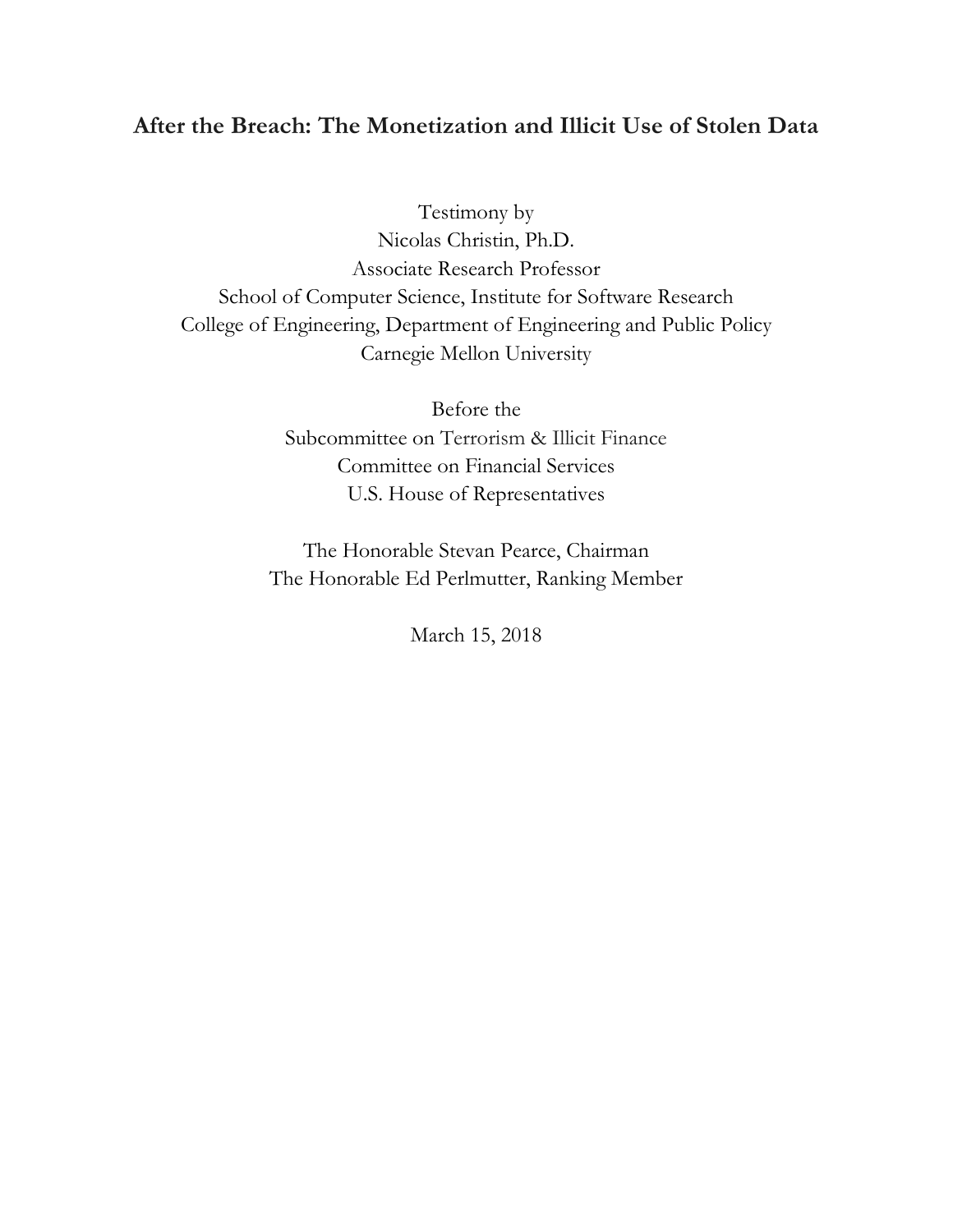# After the Breach: The Monetization and Illicit Use of Stolen Data

Testimony by
Nicolas Christin, Ph.D.
Associate Research Professor
School of Computer Science, Institute for Software Research
College of Engineering, Department of Engineering and Public Policy
Carnegie Mellon University

Before the
Subcommittee on Terrorism & Illicit Finance
Committee on Financial Services
U.S. House of Representatives

The Honorable Stevan Pearce, Chairman
The Honorable Ed Perlmutter, Ranking Member

March 15, 2018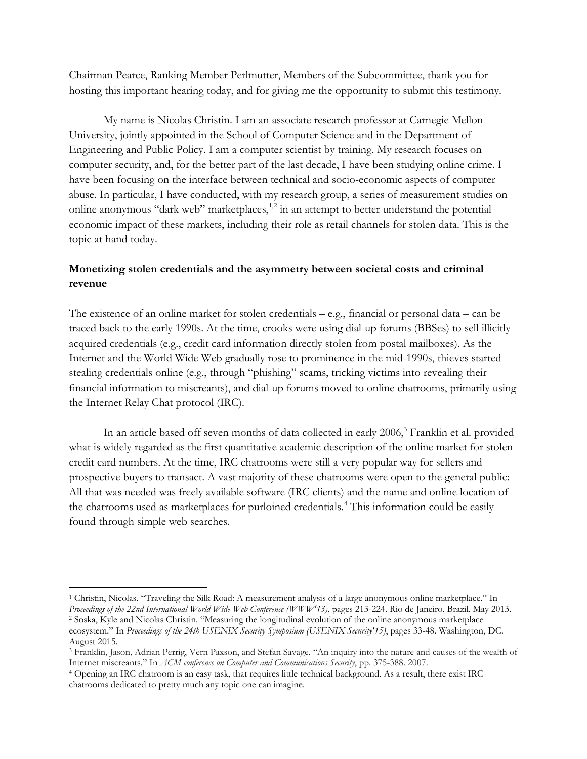Chairman Pearce, Ranking Member Perlmutter, Members of the Subcommittee, thank you for hosting this important hearing today, and for giving me the opportunity to submit this testimony.

My name is Nicolas Christin. I am an associate research professor at Carnegie Mellon University, jointly appointed in the School of Computer Science and in the Department of Engineering and Public Policy. I am a computer scientist by training. My research focuses on computer security, and, for the better part of the last decade, I have been studying online crime. I have been focusing on the interface between technical and socio-economic aspects of computer abuse. In particular, I have conducted, with my research group, a series of measurement studies on online anonymous "dark web" marketplaces,[1,2] in an attempt to better understand the potential economic impact of these markets, including their role as retail channels for stolen data. This is the topic at hand today.

**Monetizing stolen credentials and the asymmetry between societal costs and criminal revenue**

The existence of an online market for stolen credentials – e.g., financial or personal data – can be traced back to the early 1990s. At the time, crooks were using dial-up forums (BBSes) to sell illicitly acquired credentials (e.g., credit card information directly stolen from postal mailboxes). As the Internet and the World Wide Web gradually rose to prominence in the mid-1990s, thieves started stealing credentials online (e.g., through "phishing" scams, tricking victims into revealing their financial information to miscreants), and dial-up forums moved to online chatrooms, primarily using the Internet Relay Chat protocol (IRC).

In an article based off seven months of data collected in early 2006,[3] Franklin et al. provided what is widely regarded as the first quantitative academic description of the online market for stolen credit card numbers. At the time, IRC chatrooms were still a very popular way for sellers and prospective buyers to transact. A vast majority of these chatrooms were open to the general public: All that was needed was freely available software (IRC clients) and the name and online location of the chatrooms used as marketplaces for purloined credentials.[4] This information could be easily found through simple web searches.

---

[1] Christin, Nicolas. "Traveling the Silk Road: A measurement analysis of a large anonymous online marketplace." In *Proceedings of the 22nd International World Wide Web Conference (WWW'13)*, pages 213-224. Rio de Janeiro, Brazil. May 2013.

[2] Soska, Kyle and Nicolas Christin. "Measuring the longitudinal evolution of the online anonymous marketplace ecosystem." In *Proceedings of the 24th USENIX Security Symposium (USENIX Security'15)*, pages 33-48. Washington, DC. August 2015.

[3] Franklin, Jason, Adrian Perrig, Vern Paxson, and Stefan Savage. "An inquiry into the nature and causes of the wealth of Internet miscreants." In *ACM conference on Computer and Communications Security*, pp. 375-388. 2007.

[4] Opening an IRC chatroom is an easy task, that requires little technical background. As a result, there exist IRC chatrooms dedicated to pretty much any topic one can imagine.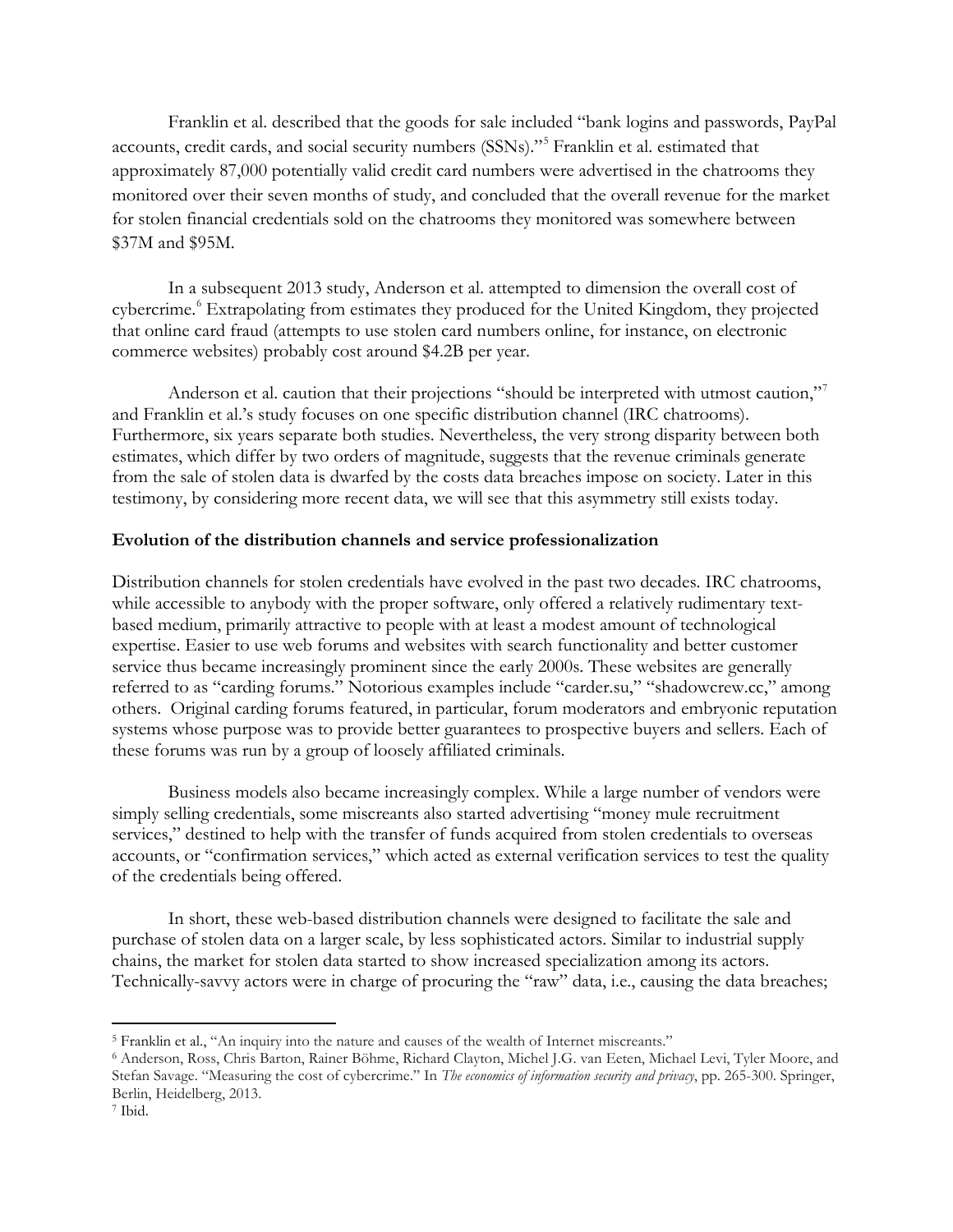Franklin et al. described that the goods for sale included "bank logins and passwords, PayPal accounts, credit cards, and social security numbers (SSNs)."[5] Franklin et al. estimated that approximately 87,000 potentially valid credit card numbers were advertised in the chatrooms they monitored over their seven months of study, and concluded that the overall revenue for the market for stolen financial credentials sold on the chatrooms they monitored was somewhere between $37M and $95M.

In a subsequent 2013 study, Anderson et al. attempted to dimension the overall cost of cybercrime.[6] Extrapolating from estimates they produced for the United Kingdom, they projected that online card fraud (attempts to use stolen card numbers online, for instance, on electronic commerce websites) probably cost around $4.2B per year.

Anderson et al. caution that their projections "should be interpreted with utmost caution,"[7] and Franklin et al.'s study focuses on one specific distribution channel (IRC chatrooms). Furthermore, six years separate both studies. Nevertheless, the very strong disparity between both estimates, which differ by two orders of magnitude, suggests that the revenue criminals generate from the sale of stolen data is dwarfed by the costs data breaches impose on society. Later in this testimony, by considering more recent data, we will see that this asymmetry still exists today.

**Evolution of the distribution channels and service professionalization**

Distribution channels for stolen credentials have evolved in the past two decades. IRC chatrooms, while accessible to anybody with the proper software, only offered a relatively rudimentary text-based medium, primarily attractive to people with at least a modest amount of technological expertise. Easier to use web forums and websites with search functionality and better customer service thus became increasingly prominent since the early 2000s. These websites are generally referred to as "carding forums." Notorious examples include "carder.su," "shadowcrew.cc," among others. Original carding forums featured, in particular, forum moderators and embryonic reputation systems whose purpose was to provide better guarantees to prospective buyers and sellers. Each of these forums was run by a group of loosely affiliated criminals.

Business models also became increasingly complex. While a large number of vendors were simply selling credentials, some miscreants also started advertising "money mule recruitment services," destined to help with the transfer of funds acquired from stolen credentials to overseas accounts, or "confirmation services," which acted as external verification services to test the quality of the credentials being offered.

In short, these web-based distribution channels were designed to facilitate the sale and purchase of stolen data on a larger scale, by less sophisticated actors. Similar to industrial supply chains, the market for stolen data started to show increased specialization among its actors. Technically-savvy actors were in charge of procuring the "raw" data, i.e., causing the data breaches;

---

[5] Franklin et al., "An inquiry into the nature and causes of the wealth of Internet miscreants."

[6] Anderson, Ross, Chris Barton, Rainer Böhme, Richard Clayton, Michel J.G. van Eeten, Michael Levi, Tyler Moore, and Stefan Savage. "Measuring the cost of cybercrime." In *The economics of information security and privacy*, pp. 265-300. Springer, Berlin, Heidelberg, 2013.

[7] Ibid.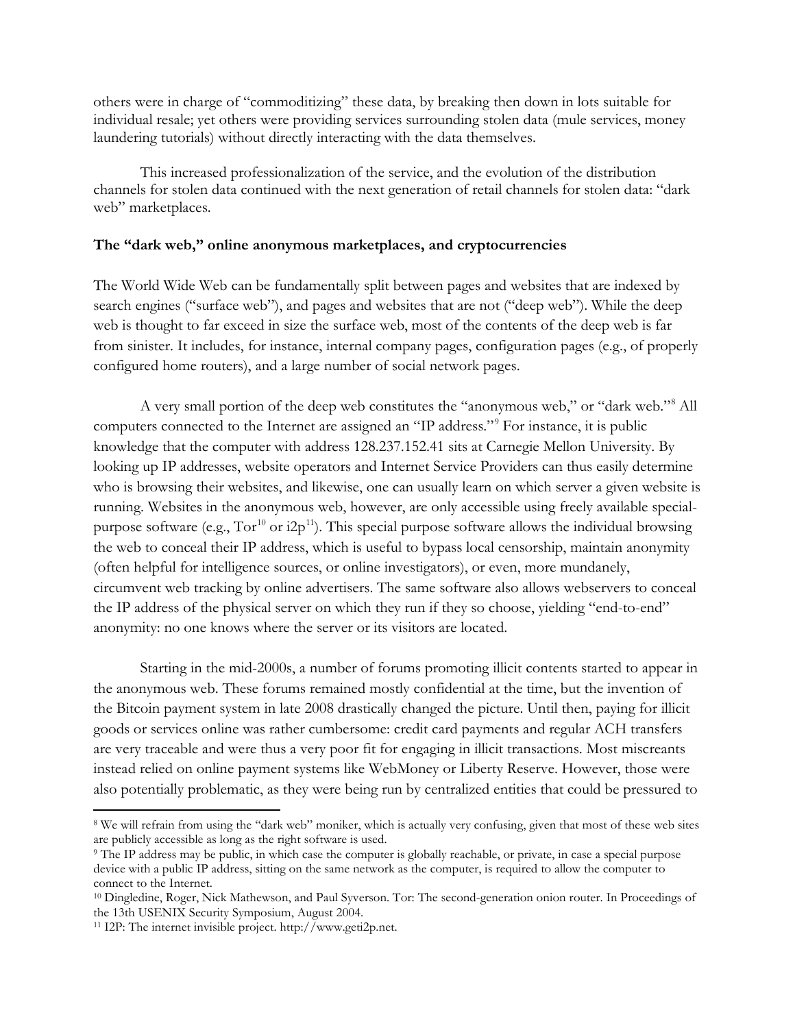others were in charge of "commoditizing" these data, by breaking then down in lots suitable for individual resale; yet others were providing services surrounding stolen data (mule services, money laundering tutorials) without directly interacting with the data themselves.

This increased professionalization of the service, and the evolution of the distribution channels for stolen data continued with the next generation of retail channels for stolen data: "dark web" marketplaces.

**The "dark web," online anonymous marketplaces, and cryptocurrencies**

The World Wide Web can be fundamentally split between pages and websites that are indexed by search engines ("surface web"), and pages and websites that are not ("deep web"). While the deep web is thought to far exceed in size the surface web, most of the contents of the deep web is far from sinister. It includes, for instance, internal company pages, configuration pages (e.g., of properly configured home routers), and a large number of social network pages.

A very small portion of the deep web constitutes the "anonymous web," or "dark web."[8] All computers connected to the Internet are assigned an "IP address."[9] For instance, it is public knowledge that the computer with address 128.237.152.41 sits at Carnegie Mellon University. By looking up IP addresses, website operators and Internet Service Providers can thus easily determine who is browsing their websites, and likewise, one can usually learn on which server a given website is running. Websites in the anonymous web, however, are only accessible using freely available special-purpose software (e.g., Tor[10] or i2p[11]). This special purpose software allows the individual browsing the web to conceal their IP address, which is useful to bypass local censorship, maintain anonymity (often helpful for intelligence sources, or online investigators), or even, more mundanely, circumvent web tracking by online advertisers. The same software also allows webservers to conceal the IP address of the physical server on which they run if they so choose, yielding "end-to-end" anonymity: no one knows where the server or its visitors are located.

Starting in the mid-2000s, a number of forums promoting illicit contents started to appear in the anonymous web. These forums remained mostly confidential at the time, but the invention of the Bitcoin payment system in late 2008 drastically changed the picture. Until then, paying for illicit goods or services online was rather cumbersome: credit card payments and regular ACH transfers are very traceable and were thus a very poor fit for engaging in illicit transactions. Most miscreants instead relied on online payment systems like WebMoney or Liberty Reserve. However, those were also potentially problematic, as they were being run by centralized entities that could be pressured to

---

[8] We will refrain from using the "dark web" moniker, which is actually very confusing, given that most of these web sites are publicly accessible as long as the right software is used.

[9] The IP address may be public, in which case the computer is globally reachable, or private, in case a special purpose device with a public IP address, sitting on the same network as the computer, is required to allow the computer to connect to the Internet.

[10] Dingledine, Roger, Nick Mathewson, and Paul Syverson. Tor: The second-generation onion router. In Proceedings of the 13th USENIX Security Symposium, August 2004.

[11] I2P: The internet invisible project. http://www.geti2p.net.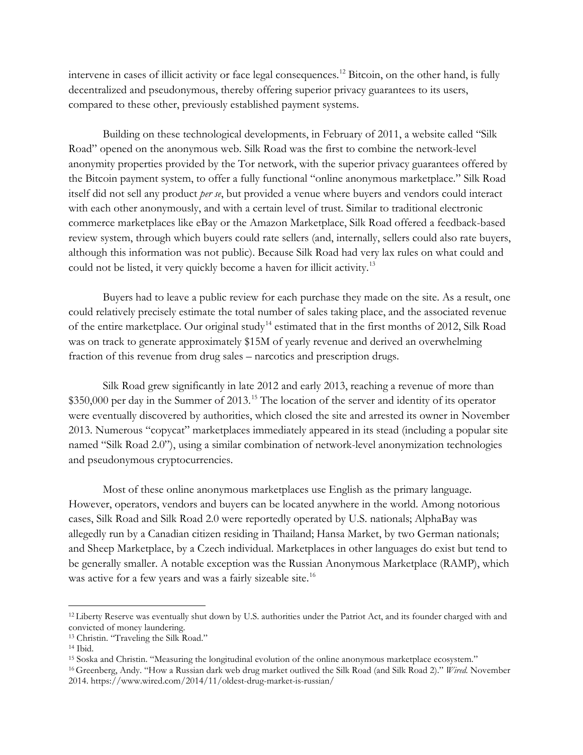intervene in cases of illicit activity or face legal consequences.[12] Bitcoin, on the other hand, is fully decentralized and pseudonymous, thereby offering superior privacy guarantees to its users, compared to these other, previously established payment systems.

Building on these technological developments, in February of 2011, a website called "Silk Road" opened on the anonymous web. Silk Road was the first to combine the network-level anonymity properties provided by the Tor network, with the superior privacy guarantees offered by the Bitcoin payment system, to offer a fully functional "online anonymous marketplace." Silk Road itself did not sell any product *per se*, but provided a venue where buyers and vendors could interact with each other anonymously, and with a certain level of trust. Similar to traditional electronic commerce marketplaces like eBay or the Amazon Marketplace, Silk Road offered a feedback-based review system, through which buyers could rate sellers (and, internally, sellers could also rate buyers, although this information was not public). Because Silk Road had very lax rules on what could and could not be listed, it very quickly become a haven for illicit activity.[13]

Buyers had to leave a public review for each purchase they made on the site. As a result, one could relatively precisely estimate the total number of sales taking place, and the associated revenue of the entire marketplace. Our original study[14] estimated that in the first months of 2012, Silk Road was on track to generate approximately $15M of yearly revenue and derived an overwhelming fraction of this revenue from drug sales – narcotics and prescription drugs.

Silk Road grew significantly in late 2012 and early 2013, reaching a revenue of more than $350,000 per day in the Summer of 2013.[15] The location of the server and identity of its operator were eventually discovered by authorities, which closed the site and arrested its owner in November 2013. Numerous "copycat" marketplaces immediately appeared in its stead (including a popular site named "Silk Road 2.0"), using a similar combination of network-level anonymization technologies and pseudonymous cryptocurrencies.

Most of these online anonymous marketplaces use English as the primary language. However, operators, vendors and buyers can be located anywhere in the world. Among notorious cases, Silk Road and Silk Road 2.0 were reportedly operated by U.S. nationals; AlphaBay was allegedly run by a Canadian citizen residing in Thailand; Hansa Market, by two German nationals; and Sheep Marketplace, by a Czech individual. Marketplaces in other languages do exist but tend to be generally smaller. A notable exception was the Russian Anonymous Marketplace (RAMP), which was active for a few years and was a fairly sizeable site.[16]

---

[12] Liberty Reserve was eventually shut down by U.S. authorities under the Patriot Act, and its founder charged with and convicted of money laundering.

[13] Christin. "Traveling the Silk Road."

[14] Ibid.

[15] Soska and Christin. "Measuring the longitudinal evolution of the online anonymous marketplace ecosystem."

[16] Greenberg, Andy. "How a Russian dark web drug market outlived the Silk Road (and Silk Road 2)." *Wired.* November 2014. https://www.wired.com/2014/11/oldest-drug-market-is-russian/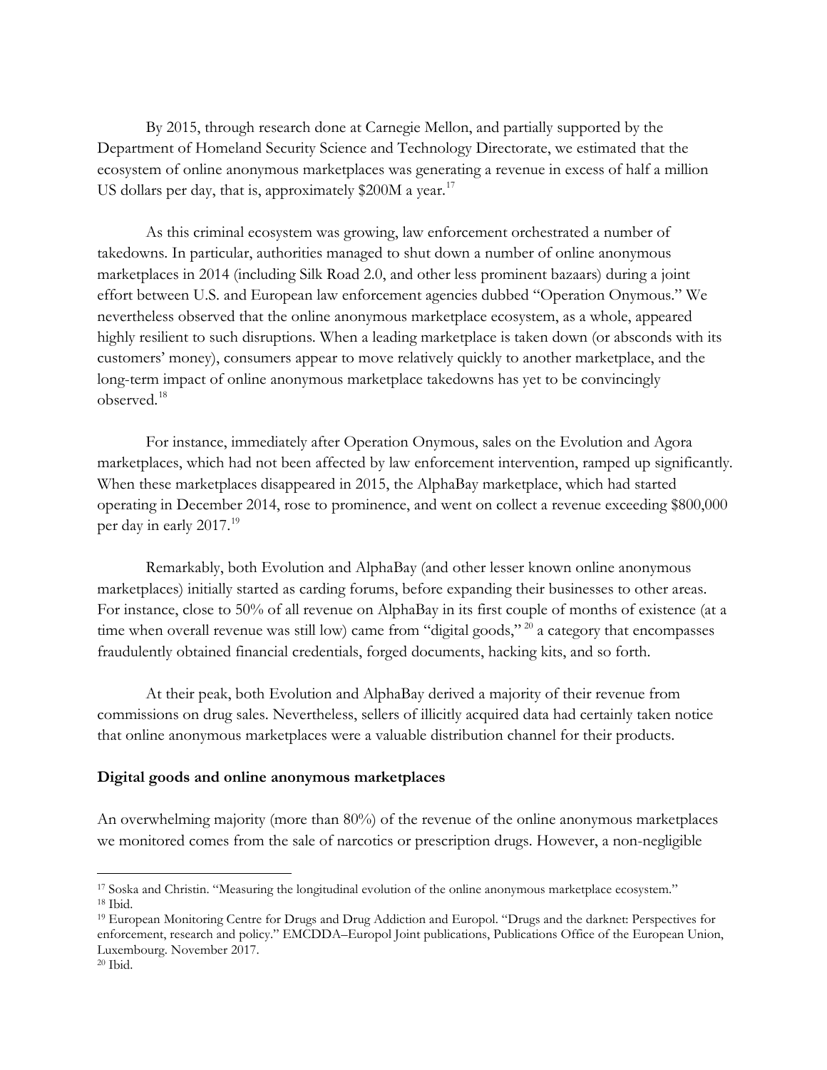By 2015, through research done at Carnegie Mellon, and partially supported by the Department of Homeland Security Science and Technology Directorate, we estimated that the ecosystem of online anonymous marketplaces was generating a revenue in excess of half a million US dollars per day, that is, approximately $200M a year.[17]

As this criminal ecosystem was growing, law enforcement orchestrated a number of takedowns. In particular, authorities managed to shut down a number of online anonymous marketplaces in 2014 (including Silk Road 2.0, and other less prominent bazaars) during a joint effort between U.S. and European law enforcement agencies dubbed "Operation Onymous." We nevertheless observed that the online anonymous marketplace ecosystem, as a whole, appeared highly resilient to such disruptions. When a leading marketplace is taken down (or absconds with its customers' money), consumers appear to move relatively quickly to another marketplace, and the long-term impact of online anonymous marketplace takedowns has yet to be convincingly observed.[18]

For instance, immediately after Operation Onymous, sales on the Evolution and Agora marketplaces, which had not been affected by law enforcement intervention, ramped up significantly. When these marketplaces disappeared in 2015, the AlphaBay marketplace, which had started operating in December 2014, rose to prominence, and went on collect a revenue exceeding $800,000 per day in early 2017.[19]

Remarkably, both Evolution and AlphaBay (and other lesser known online anonymous marketplaces) initially started as carding forums, before expanding their businesses to other areas. For instance, close to 50% of all revenue on AlphaBay in its first couple of months of existence (at a time when overall revenue was still low) came from "digital goods,"[20] a category that encompasses fraudulently obtained financial credentials, forged documents, hacking kits, and so forth.

At their peak, both Evolution and AlphaBay derived a majority of their revenue from commissions on drug sales. Nevertheless, sellers of illicitly acquired data had certainly taken notice that online anonymous marketplaces were a valuable distribution channel for their products.

**Digital goods and online anonymous marketplaces**

An overwhelming majority (more than 80%) of the revenue of the online anonymous marketplaces we monitored comes from the sale of narcotics or prescription drugs. However, a non-negligible

---

[17] Soska and Christin. "Measuring the longitudinal evolution of the online anonymous marketplace ecosystem."
[18] Ibid.
[19] European Monitoring Centre for Drugs and Drug Addiction and Europol. "Drugs and the darknet: Perspectives for enforcement, research and policy." EMCDDA–Europol Joint publications, Publications Office of the European Union, Luxembourg. November 2017.
[20] Ibid.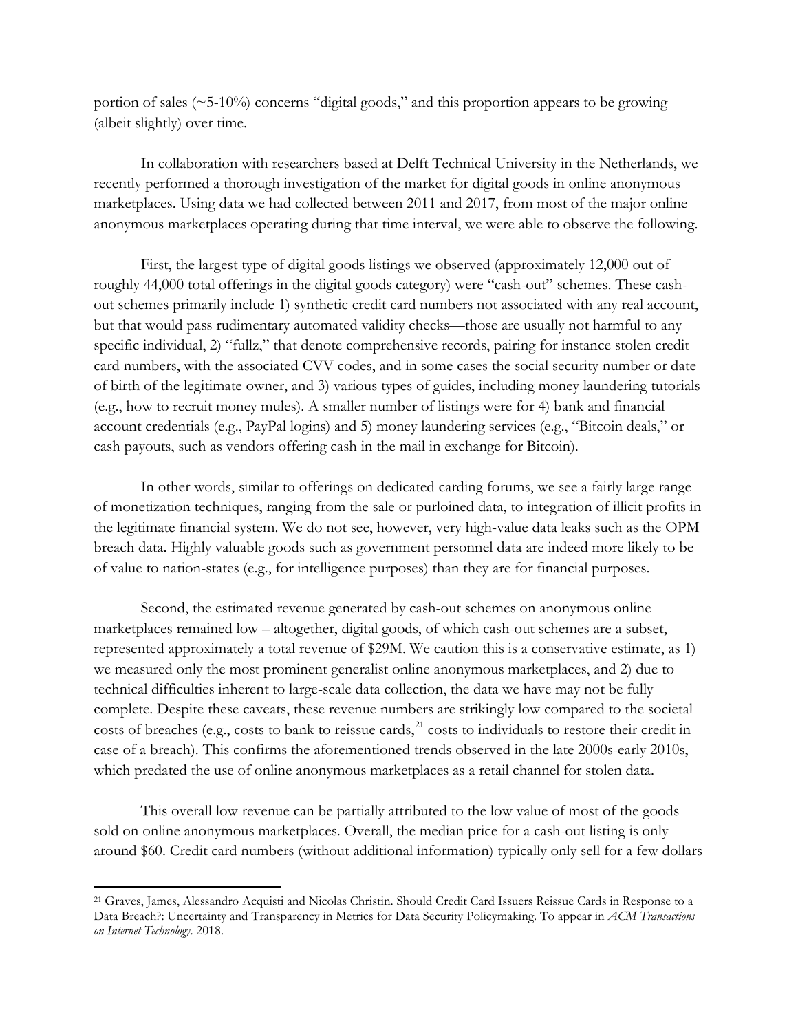portion of sales (~5-10%) concerns "digital goods," and this proportion appears to be growing (albeit slightly) over time.

In collaboration with researchers based at Delft Technical University in the Netherlands, we recently performed a thorough investigation of the market for digital goods in online anonymous marketplaces. Using data we had collected between 2011 and 2017, from most of the major online anonymous marketplaces operating during that time interval, we were able to observe the following.

First, the largest type of digital goods listings we observed (approximately 12,000 out of roughly 44,000 total offerings in the digital goods category) were "cash-out" schemes. These cash-out schemes primarily include 1) synthetic credit card numbers not associated with any real account, but that would pass rudimentary automated validity checks—those are usually not harmful to any specific individual, 2) "fullz," that denote comprehensive records, pairing for instance stolen credit card numbers, with the associated CVV codes, and in some cases the social security number or date of birth of the legitimate owner, and 3) various types of guides, including money laundering tutorials (e.g., how to recruit money mules). A smaller number of listings were for 4) bank and financial account credentials (e.g., PayPal logins) and 5) money laundering services (e.g., "Bitcoin deals," or cash payouts, such as vendors offering cash in the mail in exchange for Bitcoin).

In other words, similar to offerings on dedicated carding forums, we see a fairly large range of monetization techniques, ranging from the sale or purloined data, to integration of illicit profits in the legitimate financial system. We do not see, however, very high-value data leaks such as the OPM breach data. Highly valuable goods such as government personnel data are indeed more likely to be of value to nation-states (e.g., for intelligence purposes) than they are for financial purposes.

Second, the estimated revenue generated by cash-out schemes on anonymous online marketplaces remained low – altogether, digital goods, of which cash-out schemes are a subset, represented approximately a total revenue of $29M. We caution this is a conservative estimate, as 1) we measured only the most prominent generalist online anonymous marketplaces, and 2) due to technical difficulties inherent to large-scale data collection, the data we have may not be fully complete. Despite these caveats, these revenue numbers are strikingly low compared to the societal costs of breaches (e.g., costs to bank to reissue cards,[21] costs to individuals to restore their credit in case of a breach). This confirms the aforementioned trends observed in the late 2000s-early 2010s, which predated the use of online anonymous marketplaces as a retail channel for stolen data.

This overall low revenue can be partially attributed to the low value of most of the goods sold on online anonymous marketplaces. Overall, the median price for a cash-out listing is only around $60. Credit card numbers (without additional information) typically only sell for a few dollars

---

[21] Graves, James, Alessandro Acquisti and Nicolas Christin. Should Credit Card Issuers Reissue Cards in Response to a Data Breach?: Uncertainty and Transparency in Metrics for Data Security Policymaking. To appear in *ACM Transactions on Internet Technology*. 2018.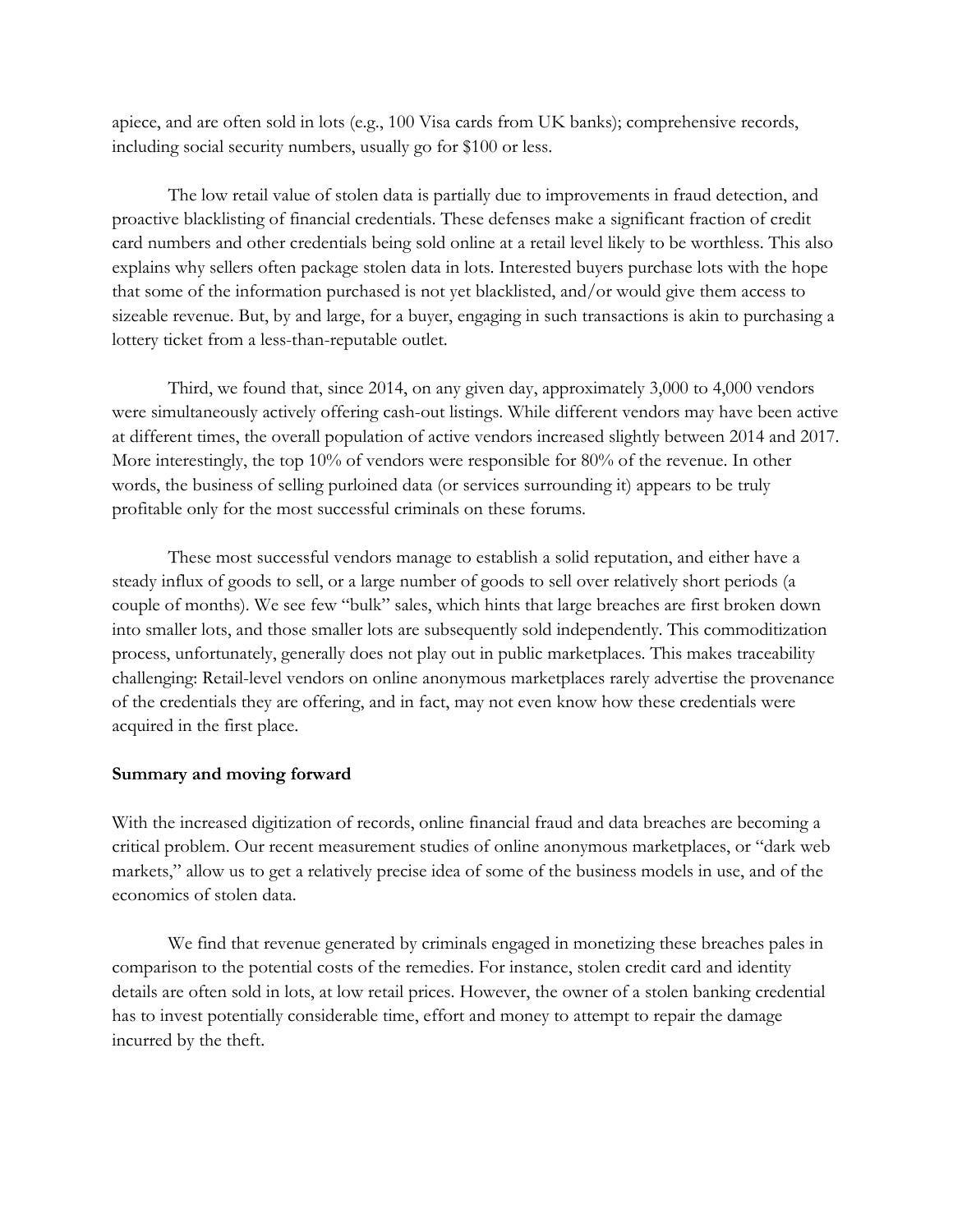apiece, and are often sold in lots (e.g., 100 Visa cards from UK banks); comprehensive records, including social security numbers, usually go for $100 or less.

The low retail value of stolen data is partially due to improvements in fraud detection, and proactive blacklisting of financial credentials. These defenses make a significant fraction of credit card numbers and other credentials being sold online at a retail level likely to be worthless. This also explains why sellers often package stolen data in lots. Interested buyers purchase lots with the hope that some of the information purchased is not yet blacklisted, and/or would give them access to sizeable revenue. But, by and large, for a buyer, engaging in such transactions is akin to purchasing a lottery ticket from a less-than-reputable outlet.

Third, we found that, since 2014, on any given day, approximately 3,000 to 4,000 vendors were simultaneously actively offering cash-out listings. While different vendors may have been active at different times, the overall population of active vendors increased slightly between 2014 and 2017. More interestingly, the top 10% of vendors were responsible for 80% of the revenue. In other words, the business of selling purloined data (or services surrounding it) appears to be truly profitable only for the most successful criminals on these forums.

These most successful vendors manage to establish a solid reputation, and either have a steady influx of goods to sell, or a large number of goods to sell over relatively short periods (a couple of months). We see few "bulk" sales, which hints that large breaches are first broken down into smaller lots, and those smaller lots are subsequently sold independently. This commoditization process, unfortunately, generally does not play out in public marketplaces. This makes traceability challenging: Retail-level vendors on online anonymous marketplaces rarely advertise the provenance of the credentials they are offering, and in fact, may not even know how these credentials were acquired in the first place.

**Summary and moving forward**

With the increased digitization of records, online financial fraud and data breaches are becoming a critical problem. Our recent measurement studies of online anonymous marketplaces, or "dark web markets," allow us to get a relatively precise idea of some of the business models in use, and of the economics of stolen data.

We find that revenue generated by criminals engaged in monetizing these breaches pales in comparison to the potential costs of the remedies. For instance, stolen credit card and identity details are often sold in lots, at low retail prices. However, the owner of a stolen banking credential has to invest potentially considerable time, effort and money to attempt to repair the damage incurred by the theft.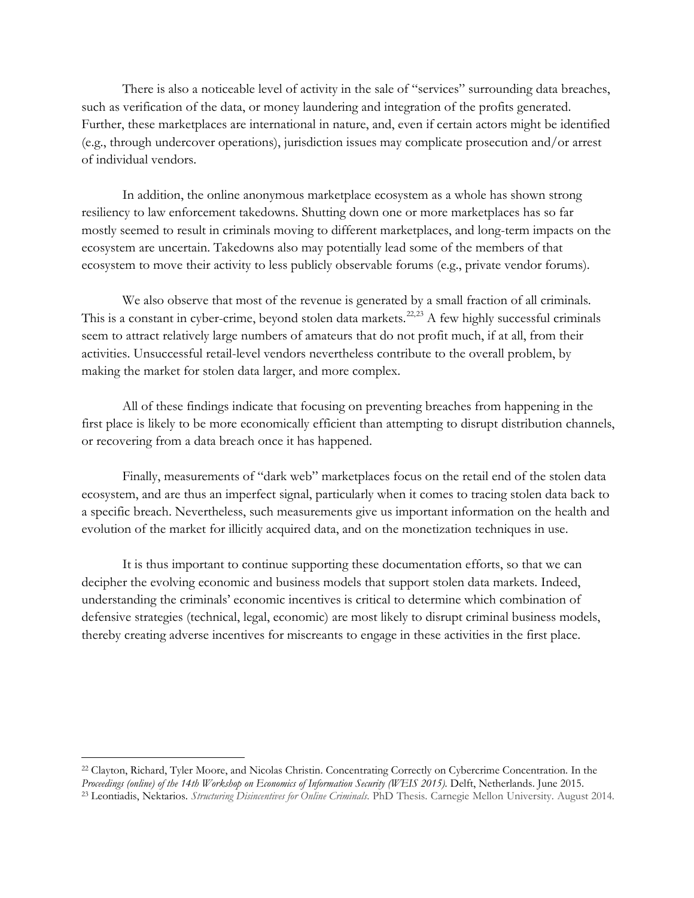There is also a noticeable level of activity in the sale of "services" surrounding data breaches, such as verification of the data, or money laundering and integration of the profits generated. Further, these marketplaces are international in nature, and, even if certain actors might be identified (e.g., through undercover operations), jurisdiction issues may complicate prosecution and/or arrest of individual vendors.

In addition, the online anonymous marketplace ecosystem as a whole has shown strong resiliency to law enforcement takedowns. Shutting down one or more marketplaces has so far mostly seemed to result in criminals moving to different marketplaces, and long-term impacts on the ecosystem are uncertain. Takedowns also may potentially lead some of the members of that ecosystem to move their activity to less publicly observable forums (e.g., private vendor forums).

We also observe that most of the revenue is generated by a small fraction of all criminals. This is a constant in cyber-crime, beyond stolen data markets.[22,23] A few highly successful criminals seem to attract relatively large numbers of amateurs that do not profit much, if at all, from their activities. Unsuccessful retail-level vendors nevertheless contribute to the overall problem, by making the market for stolen data larger, and more complex.

All of these findings indicate that focusing on preventing breaches from happening in the first place is likely to be more economically efficient than attempting to disrupt distribution channels, or recovering from a data breach once it has happened.

Finally, measurements of "dark web" marketplaces focus on the retail end of the stolen data ecosystem, and are thus an imperfect signal, particularly when it comes to tracing stolen data back to a specific breach. Nevertheless, such measurements give us important information on the health and evolution of the market for illicitly acquired data, and on the monetization techniques in use.

It is thus important to continue supporting these documentation efforts, so that we can decipher the evolving economic and business models that support stolen data markets. Indeed, understanding the criminals' economic incentives is critical to determine which combination of defensive strategies (technical, legal, economic) are most likely to disrupt criminal business models, thereby creating adverse incentives for miscreants to engage in these activities in the first place.

---

[22] Clayton, Richard, Tyler Moore, and Nicolas Christin. Concentrating Correctly on Cybercrime Concentration. In the *Proceedings (online) of the 14th Workshop on Economics of Information Security (WEIS 2015)*. Delft, Netherlands. June 2015.

[23] Leontiadis, Nektarios. *Structuring Disincentives for Online Criminals*. PhD Thesis. Carnegie Mellon University. August 2014.